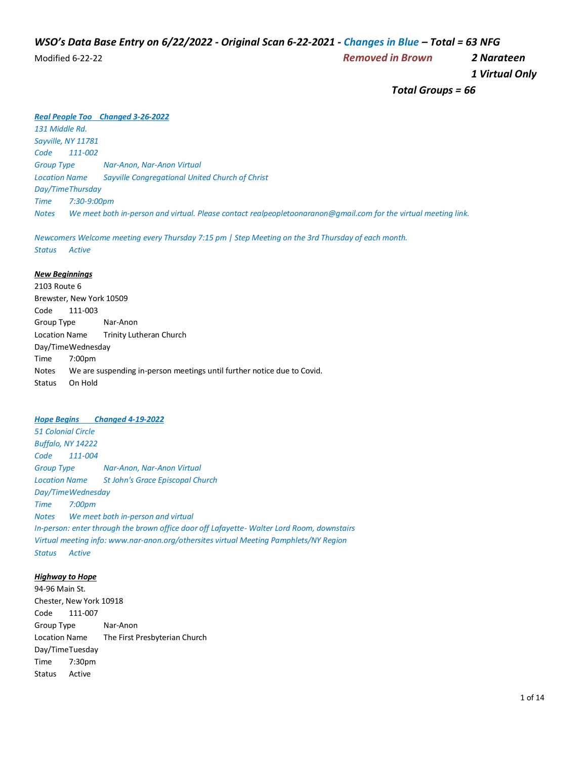***WSO's Data Base Entry on 6/22/2022 - Original Scan 6-22-2021 - Changes in Blue – Total = 63 NFG***

Modified 6-22-22 ***Removed in Brown*** ***2 Narateen***

***1 Virtual Only***

***Total Groups = 66***

***Real People Too    Changed 3-26-2022***

*131 Middle Rd.*
*Sayville, NY 11781*
*Code        111-002*
*Group Type        Nar-Anon, Nar-Anon Virtual*
*Location Name        Sayville Congregational United Church of Christ*
*Day/Time Thursday*
*Time        7:30-9:00pm*
*Notes        We meet both in-person and virtual. Please contact realpeopletoonaranon@gmail.com for the virtual meeting link.*

*Newcomers Welcome meeting every Thursday 7:15 pm | Step Meeting on the 3rd Thursday of each month.*
*Status        Active*

***New Beginnings***

2103 Route 6
Brewster, New York 10509
Code        111-003
Group Type        Nar-Anon
Location Name        Trinity Lutheran Church
Day/Time Wednesday
Time        7:00pm
Notes        We are suspending in-person meetings until further notice due to Covid.
Status        On Hold

***Hope Begins        Changed 4-19-2022***

*51 Colonial Circle*
*Buffalo, NY 14222*
*Code        111-004*
*Group Type        Nar-Anon, Nar-Anon Virtual*
*Location Name        St John's Grace Episcopal Church*
*Day/Time Wednesday*
*Time        7:00pm*
*Notes        We meet both in-person and virtual*
*In-person: enter through the brown office door off Lafayette- Walter Lord Room, downstairs*
*Virtual meeting info: www.nar-anon.org/othersites virtual Meeting Pamphlets/NY Region*
*Status        Active*

***Highway to Hope***

94-96 Main St.
Chester, New York 10918
Code        111-007
Group Type        Nar-Anon
Location Name        The First Presbyterian Church
Day/Time Tuesday
Time        7:30pm
Status        Active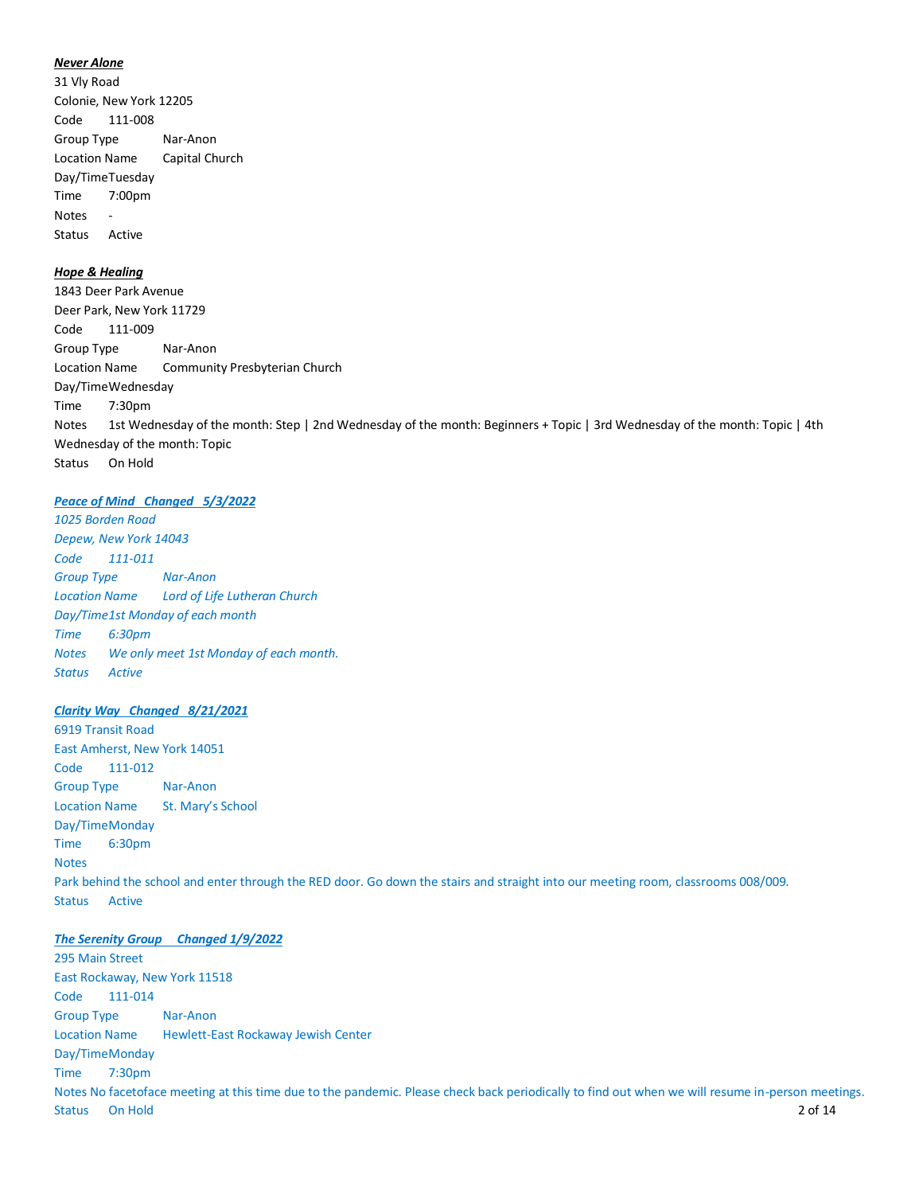***Never Alone***

31 Vly Road
Colonie, New York 12205
Code 111-008
Group Type Nar-Anon
Location Name Capital Church
Day/Time Tuesday
Time 7:00pm
Notes -
Status Active

***Hope & Healing***

1843 Deer Park Avenue
Deer Park, New York 11729
Code 111-009
Group Type Nar-Anon
Location Name Community Presbyterian Church
Day/Time Wednesday
Time 7:30pm
Notes 1st Wednesday of the month: Step | 2nd Wednesday of the month: Beginners + Topic | 3rd Wednesday of the month: Topic | 4th Wednesday of the month: Topic
Status On Hold

***Peace of Mind Changed 5/3/2022***

*1025 Borden Road*
*Depew, New York 14043*
*Code 111-011*
*Group Type Nar-Anon*
*Location Name Lord of Life Lutheran Church*
*Day/Time 1st Monday of each month*
*Time 6:30pm*
*Notes We only meet 1st Monday of each month.*
*Status Active*

***Clarity Way Changed 8/21/2021***

6919 Transit Road
East Amherst, New York 14051
Code 111-012
Group Type Nar-Anon
Location Name St. Mary's School
Day/Time Monday
Time 6:30pm
Notes
Park behind the school and enter through the RED door. Go down the stairs and straight into our meeting room, classrooms 008/009.
Status Active

***The Serenity Group Changed 1/9/2022***

295 Main Street
East Rockaway, New York 11518
Code 111-014
Group Type Nar-Anon
Location Name Hewlett-East Rockaway Jewish Center
Day/Time Monday
Time 7:30pm
Notes No facetoface meeting at this time due to the pandemic. Please check back periodically to find out when we will resume in-person meetings.
Status On Hold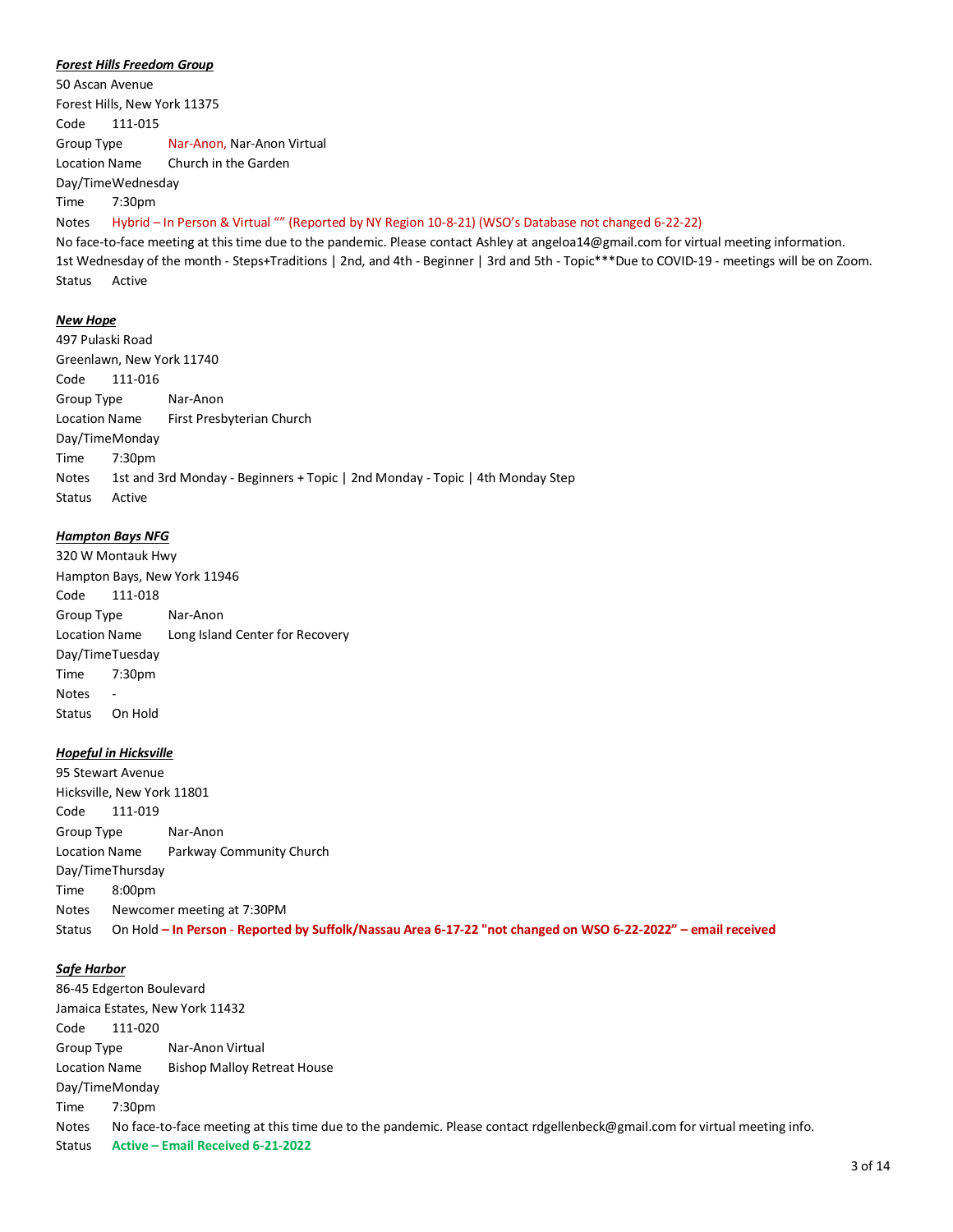***Forest Hills Freedom Group***

50 Ascan Avenue
Forest Hills, New York 11375
Code 111-015
Group Type Nar-Anon, Nar-Anon Virtual
Location Name Church in the Garden
Day/Time Wednesday
Time 7:30pm
Notes Hybrid – In Person & Virtual "" (Reported by NY Region 10-8-21) (WSO's Database not changed 6-22-22)
No face-to-face meeting at this time due to the pandemic. Please contact Ashley at angeloa14@gmail.com for virtual meeting information.
1st Wednesday of the month - Steps+Traditions | 2nd, and 4th - Beginner | 3rd and 5th - Topic***Due to COVID-19 - meetings will be on Zoom.
Status Active

***New Hope***

497 Pulaski Road
Greenlawn, New York 11740
Code 111-016
Group Type Nar-Anon
Location Name First Presbyterian Church
Day/Time Monday
Time 7:30pm
Notes 1st and 3rd Monday - Beginners + Topic | 2nd Monday - Topic | 4th Monday Step
Status Active

***Hampton Bays NFG***

320 W Montauk Hwy
Hampton Bays, New York 11946
Code 111-018
Group Type Nar-Anon
Location Name Long Island Center for Recovery
Day/Time Tuesday
Time 7:30pm
Notes -
Status On Hold

***Hopeful in Hicksville***

95 Stewart Avenue
Hicksville, New York 11801
Code 111-019
Group Type Nar-Anon
Location Name Parkway Community Church
Day/Time Thursday
Time 8:00pm
Notes Newcomer meeting at 7:30PM
Status On Hold **– In Person - Reported by Suffolk/Nassau Area 6-17-22 "not changed on WSO 6-22-2022" – email received**

***Safe Harbor***

86-45 Edgerton Boulevard
Jamaica Estates, New York 11432
Code 111-020
Group Type Nar-Anon Virtual
Location Name Bishop Malloy Retreat House
Day/Time Monday
Time 7:30pm
Notes No face-to-face meeting at this time due to the pandemic. Please contact rdgellenbeck@gmail.com for virtual meeting info.
Status **Active – Email Received 6-21-2022**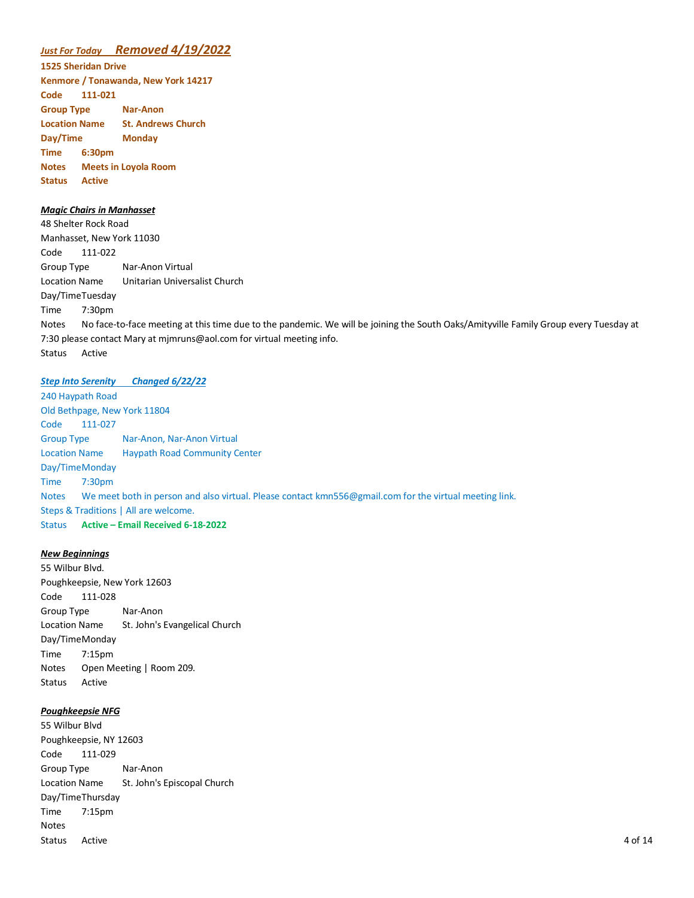***Just For Today     Removed 4/19/2022***

**1525 Sheridan Drive**
**Kenmore / Tonawanda, New York 14217**
**Code 111-021**
**Group Type Nar-Anon**
**Location Name St. Andrews Church**
**Day/Time Monday**
**Time 6:30pm**
**Notes Meets in Loyola Room**
**Status Active**

***Magic Chairs in Manhasset***

48 Shelter Rock Road
Manhasset, New York 11030
Code 111-022
Group Type Nar-Anon Virtual
Location Name Unitarian Universalist Church
Day/Time Tuesday
Time 7:30pm
Notes No face-to-face meeting at this time due to the pandemic. We will be joining the South Oaks/Amityville Family Group every Tuesday at 7:30 please contact Mary at mjmruns@aol.com for virtual meeting info.
Status Active

***Step Into Serenity     Changed 6/22/22***

240 Haypath Road
Old Bethpage, New York 11804
Code 111-027
Group Type Nar-Anon, Nar-Anon Virtual
Location Name Haypath Road Community Center
Day/Time Monday
Time 7:30pm
Notes We meet both in person and also virtual. Please contact kmn556@gmail.com for the virtual meeting link.
Steps & Traditions | All are welcome.
Status **Active – Email Received 6-18-2022**

***New Beginnings***

55 Wilbur Blvd.
Poughkeepsie, New York 12603
Code 111-028
Group Type Nar-Anon
Location Name St. John's Evangelical Church
Day/Time Monday
Time 7:15pm
Notes Open Meeting | Room 209.
Status Active

***Poughkeepsie NFG***

55 Wilbur Blvd
Poughkeepsie, NY 12603
Code 111-029
Group Type Nar-Anon
Location Name St. John's Episcopal Church
Day/Time Thursday
Time 7:15pm
Notes
Status Active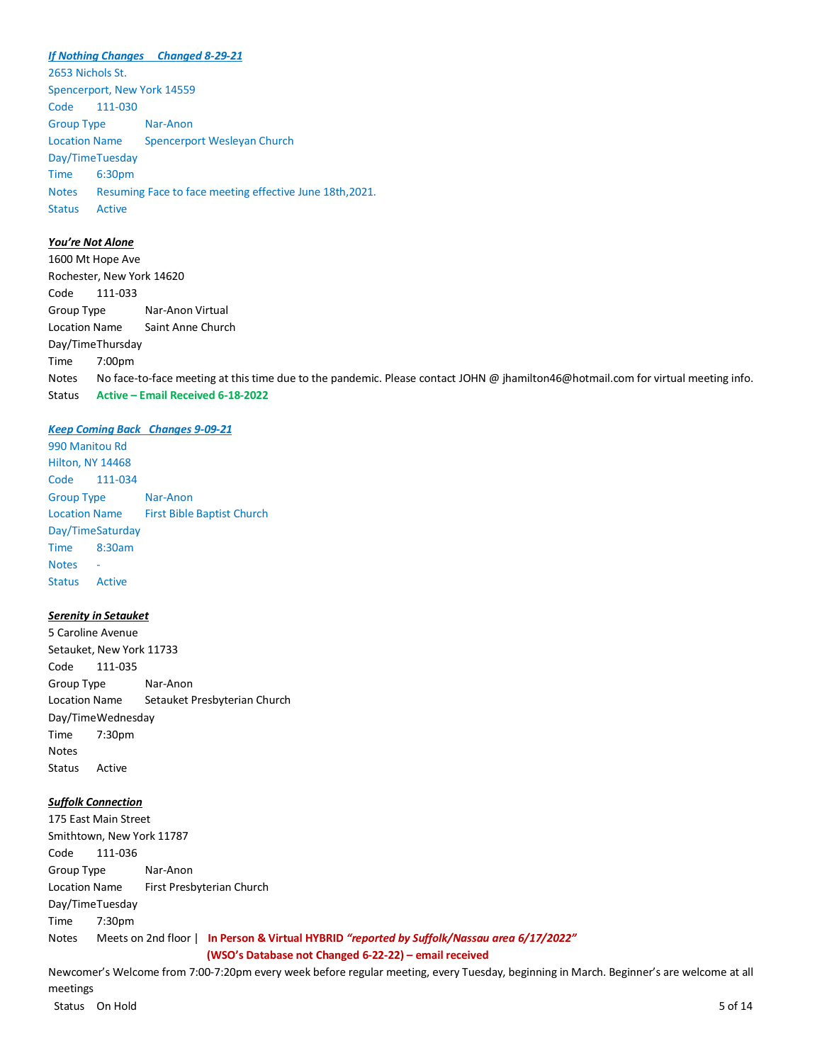***If Nothing Changes     Changed 8-29-21***

2653 Nichols St.
Spencerport, New York 14559
Code 111-030
Group Type Nar-Anon
Location Name Spencerport Wesleyan Church
Day/Time Tuesday
Time 6:30pm
Notes Resuming Face to face meeting effective June 18th,2021.
Status Active

***You're Not Alone***

1600 Mt Hope Ave
Rochester, New York 14620
Code 111-033
Group Type Nar-Anon Virtual
Location Name Saint Anne Church
Day/Time Thursday
Time 7:00pm
Notes No face-to-face meeting at this time due to the pandemic. Please contact JOHN @ jhamilton46@hotmail.com for virtual meeting info.
Status **Active – Email Received 6-18-2022**

***Keep Coming Back   Changes 9-09-21***

990 Manitou Rd
Hilton, NY 14468
Code 111-034
Group Type Nar-Anon
Location Name First Bible Baptist Church
Day/Time Saturday
Time 8:30am
Notes -
Status Active

***Serenity in Setauket***

5 Caroline Avenue
Setauket, New York 11733
Code 111-035
Group Type Nar-Anon
Location Name Setauket Presbyterian Church
Day/Time Wednesday
Time 7:30pm
Notes
Status Active

***Suffolk Connection***

175 East Main Street
Smithtown, New York 11787
Code 111-036
Group Type Nar-Anon
Location Name First Presbyterian Church
Day/Time Tuesday
Time 7:30pm
Notes Meets on 2nd floor | **In Person & Virtual HYBRID *"reported by Suffolk/Nassau area 6/17/2022"***
**(WSO's Database not Changed 6-22-22) – email received**

Newcomer's Welcome from 7:00-7:20pm every week before regular meeting, every Tuesday, beginning in March. Beginner's are welcome at all meetings
Status On Hold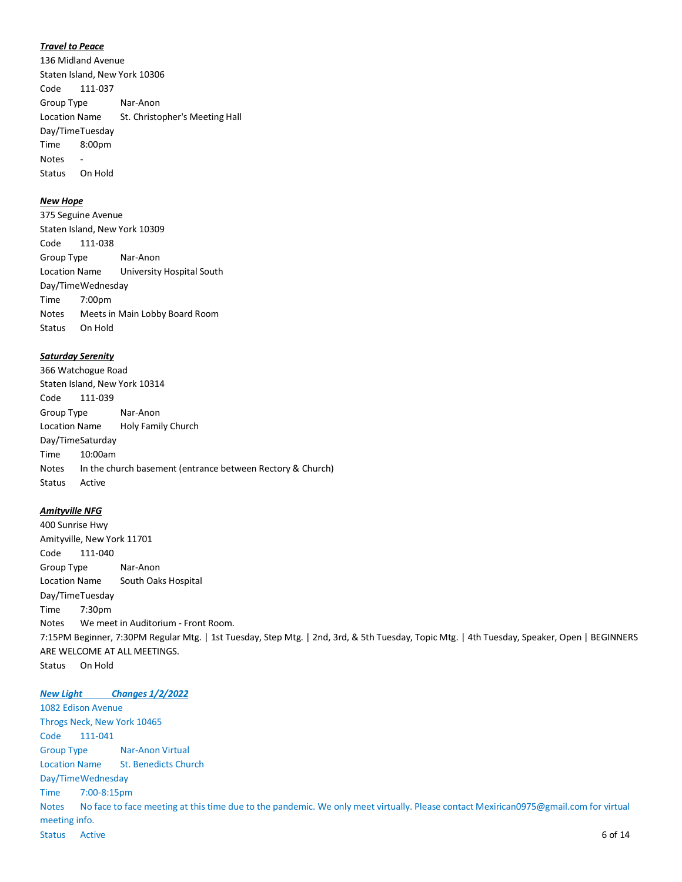***Travel to Peace***
136 Midland Avenue
Staten Island, New York 10306
Code 111-037
Group Type Nar-Anon
Location Name St. Christopher's Meeting Hall
Day/Time Tuesday
Time 8:00pm
Notes -
Status On Hold

***New Hope***
375 Seguine Avenue
Staten Island, New York 10309
Code 111-038
Group Type Nar-Anon
Location Name University Hospital South
Day/Time Wednesday
Time 7:00pm
Notes Meets in Main Lobby Board Room
Status On Hold

***Saturday Serenity***
366 Watchogue Road
Staten Island, New York 10314
Code 111-039
Group Type Nar-Anon
Location Name Holy Family Church
Day/Time Saturday
Time 10:00am
Notes In the church basement (entrance between Rectory & Church)
Status Active

***Amityville NFG***
400 Sunrise Hwy
Amityville, New York 11701
Code 111-040
Group Type Nar-Anon
Location Name South Oaks Hospital
Day/Time Tuesday
Time 7:30pm
Notes We meet in Auditorium - Front Room.
7:15PM Beginner, 7:30PM Regular Mtg. | 1st Tuesday, Step Mtg. | 2nd, 3rd, & 5th Tuesday, Topic Mtg. | 4th Tuesday, Speaker, Open | BEGINNERS ARE WELCOME AT ALL MEETINGS.
Status On Hold

***New Light Changes 1/2/2022***
1082 Edison Avenue
Throgs Neck, New York 10465
Code 111-041
Group Type Nar-Anon Virtual
Location Name St. Benedicts Church
Day/Time Wednesday
Time 7:00-8:15pm
Notes No face to face meeting at this time due to the pandemic. We only meet virtually. Please contact Mexirican0975@gmail.com for virtual meeting info.
Status Active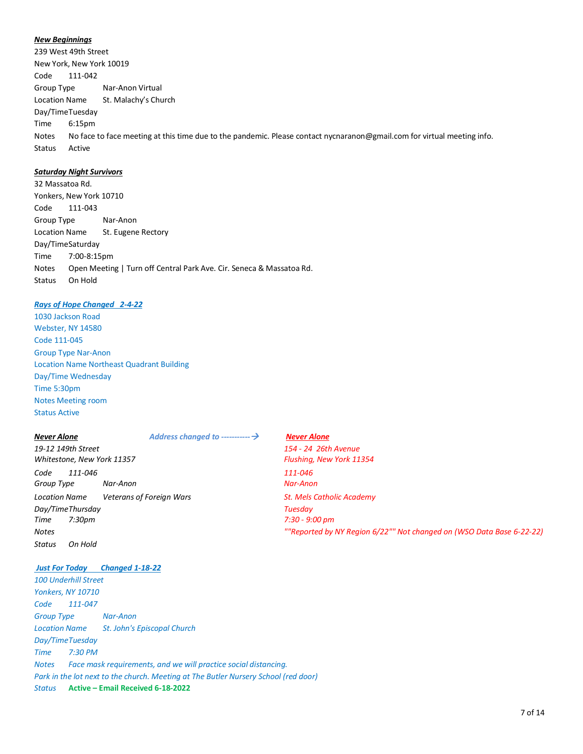***New Beginnings***

239 West 49th Street
New York, New York 10019
Code 111-042
Group Type Nar-Anon Virtual
Location Name St. Malachy's Church
Day/Time Tuesday
Time 6:15pm
Notes No face to face meeting at this time due to the pandemic. Please contact nycnaranon@gmail.com for virtual meeting info.
Status Active

***Saturday Night Survivors***

32 Massatoa Rd.
Yonkers, New York 10710
Code 111-043
Group Type Nar-Anon
Location Name St. Eugene Rectory
Day/Time Saturday
Time 7:00-8:15pm
Notes Open Meeting | Turn off Central Park Ave. Cir. Seneca & Massatoa Rd.
Status On Hold

***Rays of Hope Changed 2-4-22***

1030 Jackson Road
Webster, NY 14580
Code 111-045
Group Type Nar-Anon
Location Name Northeast Quadrant Building
Day/Time Wednesday
Time 5:30pm
Notes Meeting room
Status Active

| ***Never Alone*** | *Address changed to ----------→* | ***Never Alone*** |
|---|---|---|
| *19-12 149th Street* | | *154 - 24 26th Avenue* |
| *Whitestone, New York 11357* | | *Flushing, New York 11354* |
| *Code 111-046* | | *111-046* |
| *Group Type Nar-Anon* | | *Nar-Anon* |
| *Location Name Veterans of Foreign Wars* | | *St. Mels Catholic Academy* |
| *Day/Time Thursday* | | *Tuesday* |
| *Time 7:30pm* | | *7:30 - 9:00 pm* |
| *Notes* | | *""Reported by NY Region 6/22"" Not changed on (WSO Data Base 6-22-22)* |
| *Status On Hold* | | |

***Just For Today Changed 1-18-22***

*100 Underhill Street*
*Yonkers, NY 10710*
*Code 111-047*
*Group Type Nar-Anon*
*Location Name St. John's Episcopal Church*
*Day/Time Tuesday*
*Time 7:30 PM*
*Notes Face mask requirements, and we will practice social distancing.*
*Park in the lot next to the church. Meeting at The Butler Nursery School (red door)*
*Status* ***Active – Email Received 6-18-2022***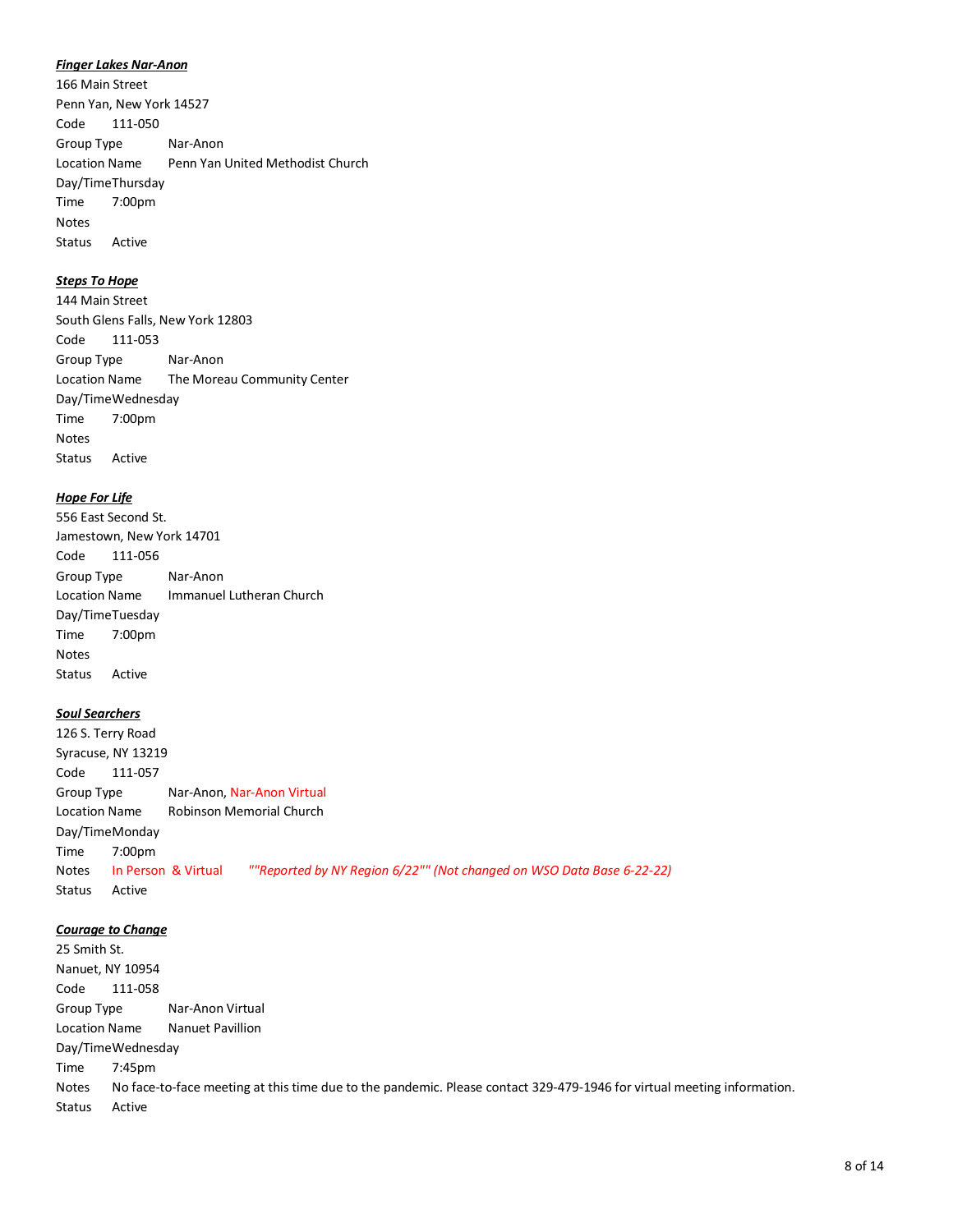***Finger Lakes Nar-Anon***

166 Main Street
Penn Yan, New York 14527
Code 111-050
Group Type Nar-Anon
Location Name Penn Yan United Methodist Church
Day/Time Thursday
Time 7:00pm
Notes
Status Active

***Steps To Hope***

144 Main Street
South Glens Falls, New York 12803
Code 111-053
Group Type Nar-Anon
Location Name The Moreau Community Center
Day/Time Wednesday
Time 7:00pm
Notes
Status Active

***Hope For Life***

556 East Second St.
Jamestown, New York 14701
Code 111-056
Group Type Nar-Anon
Location Name Immanuel Lutheran Church
Day/Time Tuesday
Time 7:00pm
Notes
Status Active

***Soul Searchers***

126 S. Terry Road
Syracuse, NY 13219
Code 111-057
Group Type Nar-Anon, Nar-Anon Virtual
Location Name Robinson Memorial Church
Day/Time Monday
Time 7:00pm
Notes In Person & Virtual *""Reported by NY Region 6/22"" (Not changed on WSO Data Base 6-22-22)*
Status Active

***Courage to Change***

25 Smith St.
Nanuet, NY 10954
Code 111-058
Group Type Nar-Anon Virtual
Location Name Nanuet Pavillion
Day/Time Wednesday
Time 7:45pm
Notes No face-to-face meeting at this time due to the pandemic. Please contact 329-479-1946 for virtual meeting information.
Status Active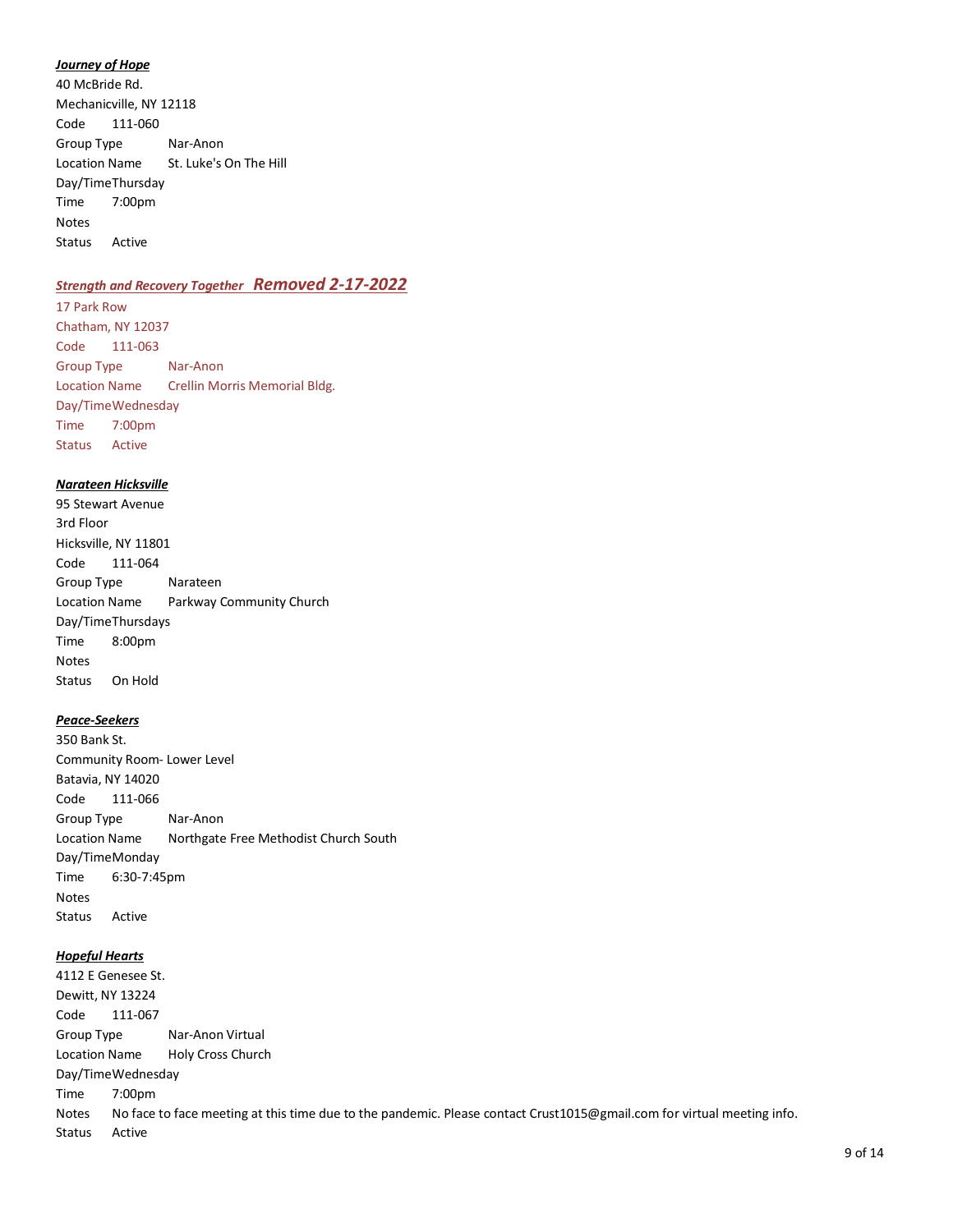***Journey of Hope***
40 McBride Rd.
Mechanicville, NY 12118
Code 111-060
Group Type Nar-Anon
Location Name St. Luke's On The Hill
Day/Time Thursday
Time 7:00pm
Notes
Status Active

***Strength and Recovery Together*** ***Removed 2-17-2022***
17 Park Row
Chatham, NY 12037
Code 111-063
Group Type Nar-Anon
Location Name Crellin Morris Memorial Bldg.
Day/Time Wednesday
Time 7:00pm
Status Active

***Narateen Hicksville***
95 Stewart Avenue
3rd Floor
Hicksville, NY 11801
Code 111-064
Group Type Narateen
Location Name Parkway Community Church
Day/Time Thursdays
Time 8:00pm
Notes
Status On Hold

***Peace-Seekers***
350 Bank St.
Community Room- Lower Level
Batavia, NY 14020
Code 111-066
Group Type Nar-Anon
Location Name Northgate Free Methodist Church South
Day/Time Monday
Time 6:30-7:45pm
Notes
Status Active

***Hopeful Hearts***
4112 E Genesee St.
Dewitt, NY 13224
Code 111-067
Group Type Nar-Anon Virtual
Location Name Holy Cross Church
Day/Time Wednesday
Time 7:00pm
Notes No face to face meeting at this time due to the pandemic. Please contact Crust1015@gmail.com for virtual meeting info.
Status Active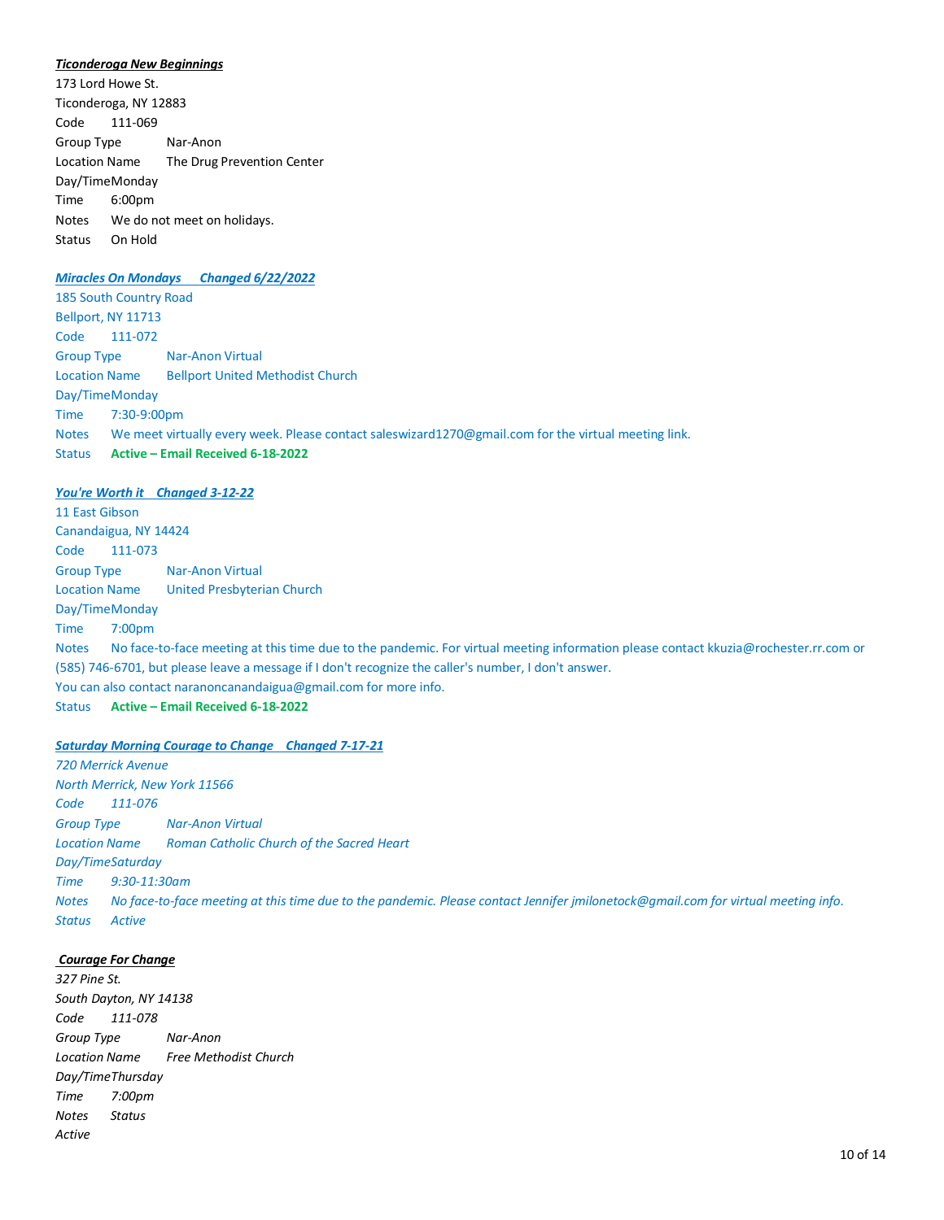***Ticonderoga New Beginnings***

173 Lord Howe St.
Ticonderoga, NY 12883
Code 111-069
Group Type Nar-Anon
Location Name The Drug Prevention Center
Day/Time Monday
Time 6:00pm
Notes We do not meet on holidays.
Status On Hold

***Miracles On Mondays Changed 6/22/2022***

185 South Country Road
Bellport, NY 11713
Code 111-072
Group Type Nar-Anon Virtual
Location Name Bellport United Methodist Church
Day/Time Monday
Time 7:30-9:00pm
Notes We meet virtually every week. Please contact saleswizard1270@gmail.com for the virtual meeting link.
Status **Active – Email Received 6-18-2022**

***You're Worth it Changed 3-12-22***

11 East Gibson
Canandaigua, NY 14424
Code 111-073
Group Type Nar-Anon Virtual
Location Name United Presbyterian Church
Day/Time Monday
Time 7:00pm
Notes No face-to-face meeting at this time due to the pandemic. For virtual meeting information please contact kkuzia@rochester.rr.com or (585) 746-6701, but please leave a message if I don't recognize the caller's number, I don't answer.
You can also contact naranoncanandaigua@gmail.com for more info.
Status **Active – Email Received 6-18-2022**

***Saturday Morning Courage to Change Changed 7-17-21***

*720 Merrick Avenue*
*North Merrick, New York 11566*
*Code 111-076*
*Group Type Nar-Anon Virtual*
*Location Name Roman Catholic Church of the Sacred Heart*
*Day/Time Saturday*
*Time 9:30-11:30am*
*Notes No face-to-face meeting at this time due to the pandemic. Please contact Jennifer jmilonetock@gmail.com for virtual meeting info.*
*Status Active*

***Courage For Change***

*327 Pine St.*
*South Dayton, NY 14138*
*Code 111-078*
*Group Type Nar-Anon*
*Location Name Free Methodist Church*
*Day/Time Thursday*
*Time 7:00pm*
*Notes Status*
*Active*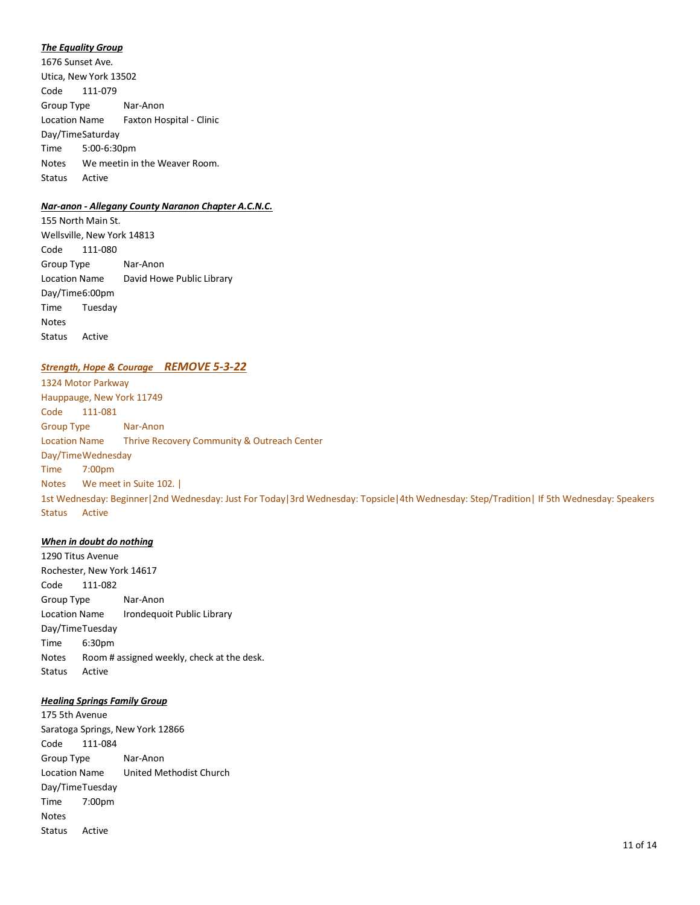***The Equality Group***

1676 Sunset Ave.
Utica, New York 13502
Code 111-079
Group Type Nar-Anon
Location Name Faxton Hospital - Clinic
Day/TimeSaturday
Time 5:00-6:30pm
Notes We meetin in the Weaver Room.
Status Active

***Nar-anon - Allegany County Naranon Chapter A.C.N.C.***

155 North Main St.
Wellsville, New York 14813
Code 111-080
Group Type Nar-Anon
Location Name David Howe Public Library
Day/Time6:00pm
Time Tuesday
Notes
Status Active

***Strength, Hope & Courage*** ***REMOVE 5-3-22***

1324 Motor Parkway
Hauppauge, New York 11749
Code 111-081
Group Type Nar-Anon
Location Name Thrive Recovery Community & Outreach Center
Day/TimeWednesday
Time 7:00pm
Notes We meet in Suite 102. |
1st Wednesday: Beginner|2nd Wednesday: Just For Today|3rd Wednesday: Topsicle|4th Wednesday: Step/Tradition| If 5th Wednesday: Speakers
Status Active

***When in doubt do nothing***

1290 Titus Avenue
Rochester, New York 14617
Code 111-082
Group Type Nar-Anon
Location Name Irondequoit Public Library
Day/TimeTuesday
Time 6:30pm
Notes Room # assigned weekly, check at the desk.
Status Active

***Healing Springs Family Group***

175 5th Avenue
Saratoga Springs, New York 12866
Code 111-084
Group Type Nar-Anon
Location Name United Methodist Church
Day/TimeTuesday
Time 7:00pm
Notes
Status Active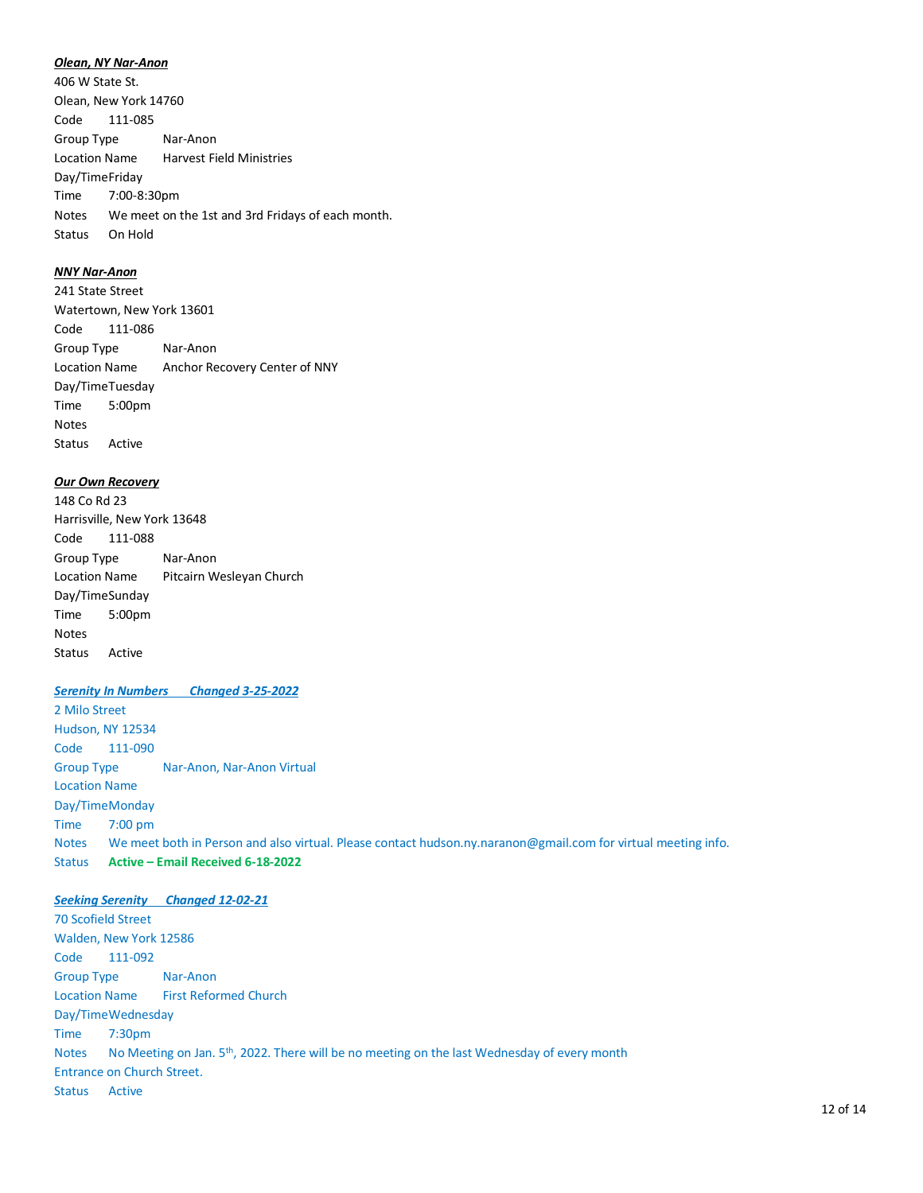***Olean, NY Nar-Anon***

406 W State St.
Olean, New York 14760
Code 111-085
Group Type Nar-Anon
Location Name Harvest Field Ministries
Day/TimeFriday
Time 7:00-8:30pm
Notes We meet on the 1st and 3rd Fridays of each month.
Status On Hold

***NNY Nar-Anon***

241 State Street
Watertown, New York 13601
Code 111-086
Group Type Nar-Anon
Location Name Anchor Recovery Center of NNY
Day/TimeTuesday
Time 5:00pm
Notes
Status Active

***Our Own Recovery***

148 Co Rd 23
Harrisville, New York 13648
Code 111-088
Group Type Nar-Anon
Location Name Pitcairn Wesleyan Church
Day/TimeSunday
Time 5:00pm
Notes
Status Active

***Serenity In Numbers Changed 3-25-2022***

2 Milo Street
Hudson, NY 12534
Code 111-090
Group Type Nar-Anon, Nar-Anon Virtual
Location Name
Day/TimeMonday
Time 7:00 pm
Notes We meet both in Person and also virtual. Please contact hudson.ny.naranon@gmail.com for virtual meeting info.
Status **Active – Email Received 6-18-2022**

***Seeking Serenity Changed 12-02-21***

70 Scofield Street
Walden, New York 12586
Code 111-092
Group Type Nar-Anon
Location Name First Reformed Church
Day/TimeWednesday
Time 7:30pm
Notes No Meeting on Jan. 5th, 2022. There will be no meeting on the last Wednesday of every month
Entrance on Church Street.
Status Active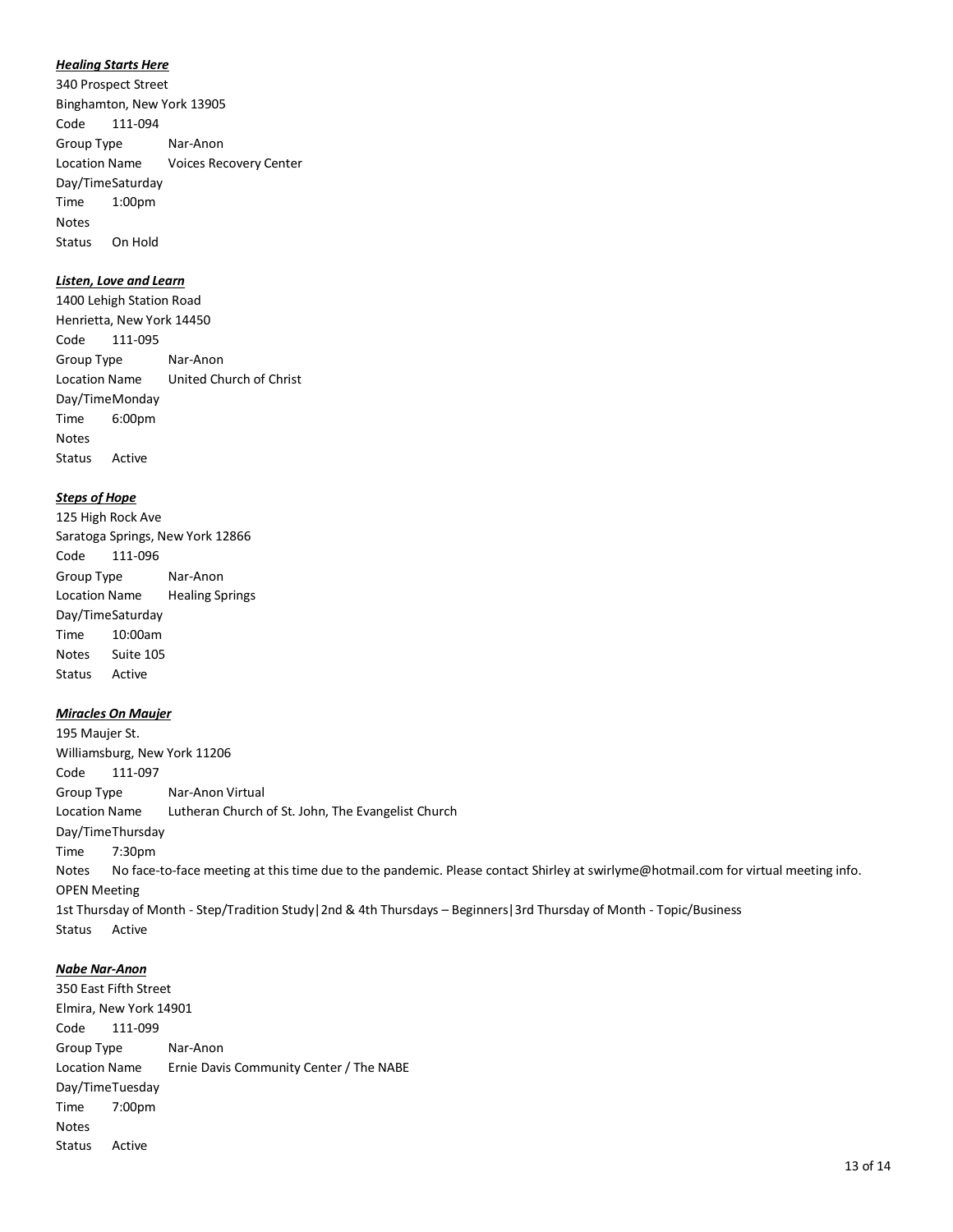***Healing Starts Here***

340 Prospect Street
Binghamton, New York 13905
Code 111-094
Group Type Nar-Anon
Location Name Voices Recovery Center
Day/TimeSaturday
Time 1:00pm
Notes
Status On Hold

***Listen, Love and Learn***

1400 Lehigh Station Road
Henrietta, New York 14450
Code 111-095
Group Type Nar-Anon
Location Name United Church of Christ
Day/TimeMonday
Time 6:00pm
Notes
Status Active

***Steps of Hope***

125 High Rock Ave
Saratoga Springs, New York 12866
Code 111-096
Group Type Nar-Anon
Location Name Healing Springs
Day/TimeSaturday
Time 10:00am
Notes Suite 105
Status Active

***Miracles On Maujer***

195 Maujer St.
Williamsburg, New York 11206
Code 111-097
Group Type Nar-Anon Virtual
Location Name Lutheran Church of St. John, The Evangelist Church
Day/TimeThursday
Time 7:30pm
Notes No face-to-face meeting at this time due to the pandemic. Please contact Shirley at swirlyme@hotmail.com for virtual meeting info.
OPEN Meeting
1st Thursday of Month - Step/Tradition Study|2nd & 4th Thursdays – Beginners|3rd Thursday of Month - Topic/Business
Status Active

***Nabe Nar-Anon***

350 East Fifth Street
Elmira, New York 14901
Code 111-099
Group Type Nar-Anon
Location Name Ernie Davis Community Center / The NABE
Day/TimeTuesday
Time 7:00pm
Notes
Status Active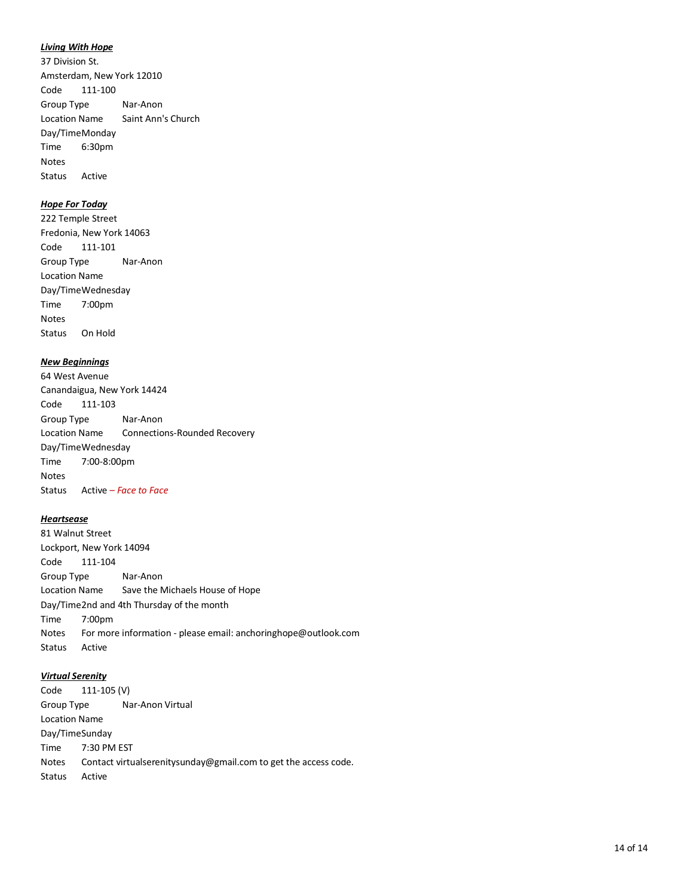***Living With Hope***

37 Division St.

Amsterdam, New York 12010

Code 111-100

Group Type Nar-Anon

Location Name Saint Ann's Church

Day/TimeMonday

Time 6:30pm

Notes

Status Active

***Hope For Today***

222 Temple Street

Fredonia, New York 14063

Code 111-101

Group Type Nar-Anon

Location Name

Day/TimeWednesday

Time 7:00pm

Notes

Status On Hold

***New Beginnings***

64 West Avenue

Canandaigua, New York 14424

Code 111-103

Group Type Nar-Anon

Location Name Connections-Rounded Recovery

Day/TimeWednesday

Time 7:00-8:00pm

Notes

Status Active *– Face to Face*

***Heartsease***

81 Walnut Street

Lockport, New York 14094

Code 111-104

Group Type Nar-Anon

Location Name Save the Michaels House of Hope

Day/Time2nd and 4th Thursday of the month

Time 7:00pm

Notes For more information - please email: anchoringhope@outlook.com

Status Active

***Virtual Serenity***

Code 111-105 (V)

Group Type Nar-Anon Virtual

Location Name

Day/TimeSunday

Time 7:30 PM EST

Notes Contact virtualserenitysunday@gmail.com to get the access code.

Status Active